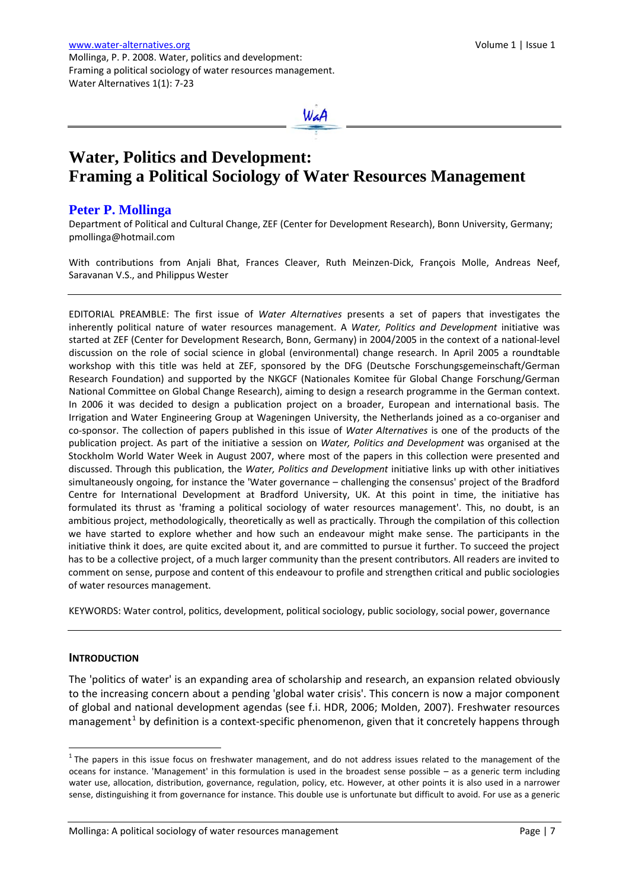Mollinga, P. P. 2008. Water, politics and development: Framing a political sociology of water resources management. Water Alternatives 1(1): 7-23

# Water, Politics and Development: Framing a Political Sociology of Water Resources Management

## Peter P. Mollinga

Department of Political and Cultural Change, ZEF (Center for Development Research), Bonn University, Germany; pmollinga@hotmail.com

With contributions from Anjali Bhat, Frances Cleaver, Ruth Meinzen-Dick, François Molle, Andreas Neef, Saravanan V.S., and Philippus Wester

EDITORIAL PREAMBLE: The first issue of *Water Alternatives* presents a set of papers that investigates the inherently political nature of water resources management. A *Water, Politics and Development* initiative was started at ZEF (Center for Development Research, Bonn, Germany) in 2004/2005 in the context of a national-level discussion on the role of social science in global (environmental) change research. In April 2005 a roundtable workshop with this title was held at ZEF, sponsored by the DFG (Deutsche Forschungsgemeinschaft/German Research Foundation) and supported by the NKGCF (Nationales Komitee für Global Change Forschung/German National Committee on Global Change Research), aiming to design a research programme in the German context. In 2006 it was decided to design a publication project on a broader, European and international basis. The Irrigation and Water Engineering Group at Wageningen University, the Netherlands joined as a co-organiser and co-sponsor. The collection of papers published in this issue of *Water Alternatives* is one of the products of the publication project. As part of the initiative a session on *Water, Politics and Development* was organised at the Stockholm World Water Week in August 2007, where most of the papers in this collection were presented and discussed. Through this publication, the *Water, Politics and Development* initiative links up with other initiatives simultaneously ongoing, for instance the 'Water governance – challenging the consensus' project of the Bradford Centre for International Development at Bradford University, UK. At this point in time, the initiative has formulated its thrust as 'framing a political sociology of water resources management'. This, no doubt, is an ambitious project, methodologically, theoretically as well as practically. Through the compilation of this collection we have started to explore whether and how such an endeavour might make sense. The participants in the initiative think it does, are quite excited about it, and are committed to pursue it further. To succeed the project has to be a collective project, of a much larger community than the present contributors. All readers are invited to comment on sense, purpose and content of this endeavour to profile and strengthen critical and public sociologies of water resources management.

KEYWORDS: Water control, politics, development, political sociology, public sociology, social power, governance

## INTRODUCTION

The 'politics of water' is an expanding area of scholarship and research, an expansion related obviously to the increasing concern about a pending 'global water crisis'. This concern is now a major component of global and national development agendas (see f.i. HDR, 2006; Molden, 2007). Freshwater resources management[1] by definition is a context-specific phenomenon, given that it concretely happens through

[1] The papers in this issue focus on freshwater management, and do not address issues related to the management of the oceans for instance. 'Management' in this formulation is used in the broadest sense possible – as a generic term including water use, allocation, distribution, governance, regulation, policy, etc. However, at other points it is also used in a narrower sense, distinguishing it from governance for instance. This double use is unfortunate but difficult to avoid. For use as a generic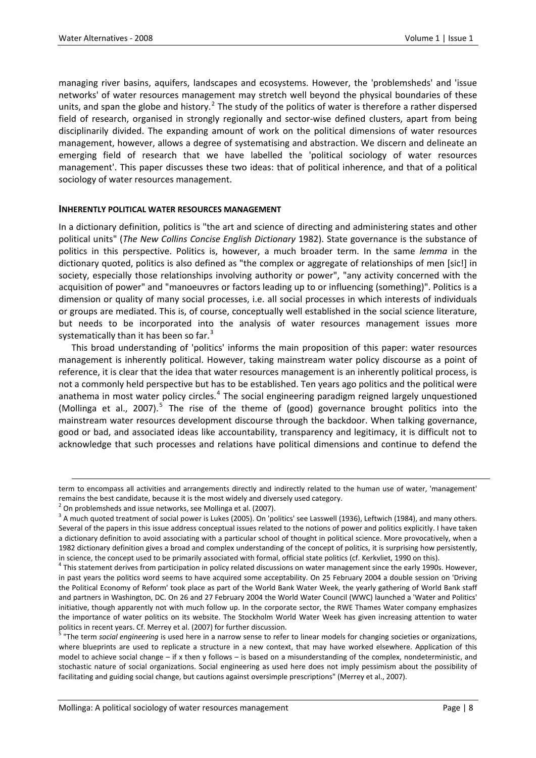managing river basins, aquifers, landscapes and ecosystems. However, the 'problemsheds' and 'issue networks' of water resources management may stretch well beyond the physical boundaries of these units, and span the globe and history.[2] The study of the politics of water is therefore a rather dispersed field of research, organised in strongly regionally and sector-wise defined clusters, apart from being disciplinarily divided. The expanding amount of work on the political dimensions of water resources management, however, allows a degree of systematising and abstraction. We discern and delineate an emerging field of research that we have labelled the 'political sociology of water resources management'. This paper discusses these two ideas: that of political inherence, and that of a political sociology of water resources management.

## INHERENTLY POLITICAL WATER RESOURCES MANAGEMENT

In a dictionary definition, politics is "the art and science of directing and administering states and other political units" (*The New Collins Concise English Dictionary* 1982). State governance is the substance of politics in this perspective. Politics is, however, a much broader term. In the same *lemma* in the dictionary quoted, politics is also defined as "the complex or aggregate of relationships of men [sic!] in society, especially those relationships involving authority or power", "any activity concerned with the acquisition of power" and "manoeuvres or factors leading up to or influencing (something)". Politics is a dimension or quality of many social processes, i.e. all social processes in which interests of individuals or groups are mediated. This is, of course, conceptually well established in the social science literature, but needs to be incorporated into the analysis of water resources management issues more systematically than it has been so far.[3]

This broad understanding of 'politics' informs the main proposition of this paper: water resources management is inherently political. However, taking mainstream water policy discourse as a point of reference, it is clear that the idea that water resources management is an inherently political process, is not a commonly held perspective but has to be established. Ten years ago politics and the political were anathema in most water policy circles.[4] The social engineering paradigm reigned largely unquestioned (Mollinga et al., 2007).[5] The rise of the theme of (good) governance brought politics into the mainstream water resources development discourse through the backdoor. When talking governance, good or bad, and associated ideas like accountability, transparency and legitimacy, it is difficult not to acknowledge that such processes and relations have political dimensions and continue to defend the

---

term to encompass all activities and arrangements directly and indirectly related to the human use of water, 'management' remains the best candidate, because it is the most widely and diversely used category.

[2] On problemsheds and issue networks, see Mollinga et al. (2007).

[3] A much quoted treatment of social power is Lukes (2005). On 'politics' see Lasswell (1936), Leftwich (1984), and many others. Several of the papers in this issue address conceptual issues related to the notions of power and politics explicitly. I have taken a dictionary definition to avoid associating with a particular school of thought in political science. More provocatively, when a 1982 dictionary definition gives a broad and complex understanding of the concept of politics, it is surprising how persistently, in science, the concept used to be primarily associated with formal, official state politics (cf. Kerkvliet, 1990 on this).

[4] This statement derives from participation in policy related discussions on water management since the early 1990s. However, in past years the politics word seems to have acquired some acceptability. On 25 February 2004 a double session on 'Driving the Political Economy of Reform' took place as part of the World Bank Water Week, the yearly gathering of World Bank staff and partners in Washington, DC. On 26 and 27 February 2004 the World Water Council (WWC) launched a 'Water and Politics' initiative, though apparently not with much follow up. In the corporate sector, the RWE Thames Water company emphasizes the importance of water politics on its website. The Stockholm World Water Week has given increasing attention to water politics in recent years. Cf. Merrey et al. (2007) for further discussion.

[5] "The term *social engineering* is used here in a narrow sense to refer to linear models for changing societies or organizations, where blueprints are used to replicate a structure in a new context, that may have worked elsewhere. Application of this model to achieve social change – if x then y follows – is based on a misunderstanding of the complex, nondeterministic, and stochastic nature of social organizations. Social engineering as used here does not imply pessimism about the possibility of facilitating and guiding social change, but cautions against oversimple prescriptions" (Merrey et al., 2007).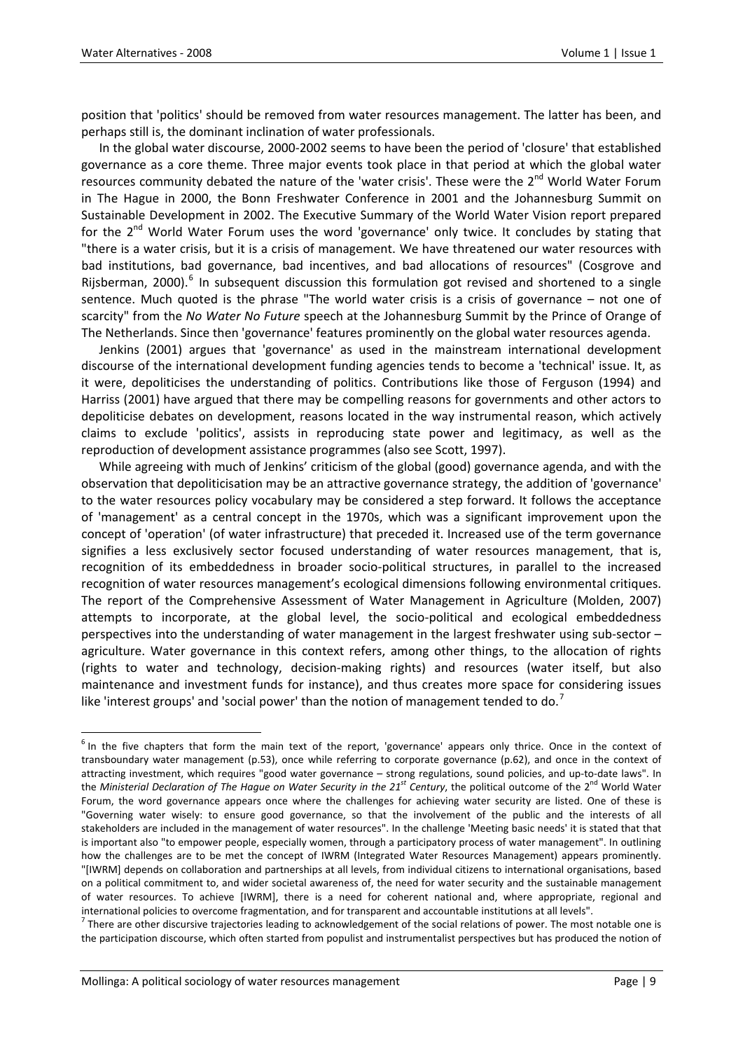position that 'politics' should be removed from water resources management. The latter has been, and perhaps still is, the dominant inclination of water professionals.

In the global water discourse, 2000-2002 seems to have been the period of 'closure' that established governance as a core theme. Three major events took place in that period at which the global water resources community debated the nature of the 'water crisis'. These were the 2nd World Water Forum in The Hague in 2000, the Bonn Freshwater Conference in 2001 and the Johannesburg Summit on Sustainable Development in 2002. The Executive Summary of the World Water Vision report prepared for the 2nd World Water Forum uses the word 'governance' only twice. It concludes by stating that "there is a water crisis, but it is a crisis of management. We have threatened our water resources with bad institutions, bad governance, bad incentives, and bad allocations of resources" (Cosgrove and Rijsberman, 2000).[6] In subsequent discussion this formulation got revised and shortened to a single sentence. Much quoted is the phrase "The world water crisis is a crisis of governance – not one of scarcity" from the *No Water No Future* speech at the Johannesburg Summit by the Prince of Orange of The Netherlands. Since then 'governance' features prominently on the global water resources agenda.

Jenkins (2001) argues that 'governance' as used in the mainstream international development discourse of the international development funding agencies tends to become a 'technical' issue. It, as it were, depoliticises the understanding of politics. Contributions like those of Ferguson (1994) and Harriss (2001) have argued that there may be compelling reasons for governments and other actors to depoliticise debates on development, reasons located in the way instrumental reason, which actively claims to exclude 'politics', assists in reproducing state power and legitimacy, as well as the reproduction of development assistance programmes (also see Scott, 1997).

While agreeing with much of Jenkins' criticism of the global (good) governance agenda, and with the observation that depoliticisation may be an attractive governance strategy, the addition of 'governance' to the water resources policy vocabulary may be considered a step forward. It follows the acceptance of 'management' as a central concept in the 1970s, which was a significant improvement upon the concept of 'operation' (of water infrastructure) that preceded it. Increased use of the term governance signifies a less exclusively sector focused understanding of water resources management, that is, recognition of its embeddedness in broader socio-political structures, in parallel to the increased recognition of water resources management's ecological dimensions following environmental critiques. The report of the Comprehensive Assessment of Water Management in Agriculture (Molden, 2007) attempts to incorporate, at the global level, the socio-political and ecological embeddedness perspectives into the understanding of water management in the largest freshwater using sub-sector – agriculture. Water governance in this context refers, among other things, to the allocation of rights (rights to water and technology, decision-making rights) and resources (water itself, but also maintenance and investment funds for instance), and thus creates more space for considering issues like 'interest groups' and 'social power' than the notion of management tended to do.[7]

---

[6] In the five chapters that form the main text of the report, 'governance' appears only thrice. Once in the context of transboundary water management (p.53), once while referring to corporate governance (p.62), and once in the context of attracting investment, which requires "good water governance – strong regulations, sound policies, and up-to-date laws". In the *Ministerial Declaration of The Hague on Water Security in the 21st Century*, the political outcome of the 2nd World Water Forum, the word governance appears once where the challenges for achieving water security are listed. One of these is "Governing water wisely: to ensure good governance, so that the involvement of the public and the interests of all stakeholders are included in the management of water resources". In the challenge 'Meeting basic needs' it is stated that that is important also "to empower people, especially women, through a participatory process of water management". In outlining how the challenges are to be met the concept of IWRM (Integrated Water Resources Management) appears prominently. "[IWRM] depends on collaboration and partnerships at all levels, from individual citizens to international organisations, based on a political commitment to, and wider societal awareness of, the need for water security and the sustainable management of water resources. To achieve [IWRM], there is a need for coherent national and, where appropriate, regional and international policies to overcome fragmentation, and for transparent and accountable institutions at all levels".

[7] There are other discursive trajectories leading to acknowledgement of the social relations of power. The most notable one is the participation discourse, which often started from populist and instrumentalist perspectives but has produced the notion of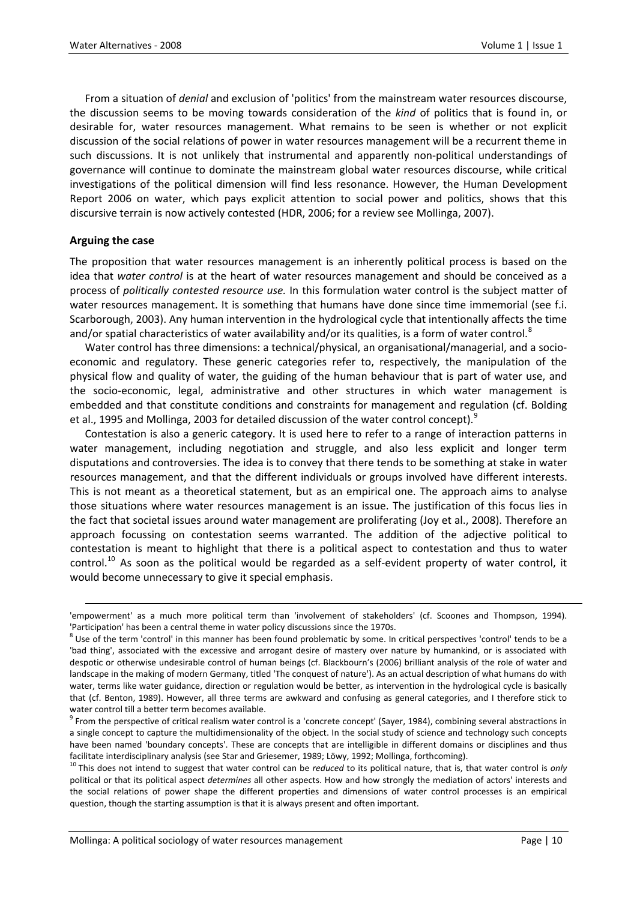From a situation of *denial* and exclusion of 'politics' from the mainstream water resources discourse, the discussion seems to be moving towards consideration of the *kind* of politics that is found in, or desirable for, water resources management. What remains to be seen is whether or not explicit discussion of the social relations of power in water resources management will be a recurrent theme in such discussions. It is not unlikely that instrumental and apparently non-political understandings of governance will continue to dominate the mainstream global water resources discourse, while critical investigations of the political dimension will find less resonance. However, the Human Development Report 2006 on water, which pays explicit attention to social power and politics, shows that this discursive terrain is now actively contested (HDR, 2006; for a review see Mollinga, 2007).

## Arguing the case

The proposition that water resources management is an inherently political process is based on the idea that *water control* is at the heart of water resources management and should be conceived as a process of *politically contested resource use.* In this formulation water control is the subject matter of water resources management. It is something that humans have done since time immemorial (see f.i. Scarborough, 2003). Any human intervention in the hydrological cycle that intentionally affects the time and/or spatial characteristics of water availability and/or its qualities, is a form of water control.[8]

Water control has three dimensions: a technical/physical, an organisational/managerial, and a socio-economic and regulatory. These generic categories refer to, respectively, the manipulation of the physical flow and quality of water, the guiding of the human behaviour that is part of water use, and the socio-economic, legal, administrative and other structures in which water management is embedded and that constitute conditions and constraints for management and regulation (cf. Bolding et al., 1995 and Mollinga, 2003 for detailed discussion of the water control concept).[9]

Contestation is also a generic category. It is used here to refer to a range of interaction patterns in water management, including negotiation and struggle, and also less explicit and longer term disputations and controversies. The idea is to convey that there tends to be something at stake in water resources management, and that the different individuals or groups involved have different interests. This is not meant as a theoretical statement, but as an empirical one. The approach aims to analyse those situations where water resources management is an issue. The justification of this focus lies in the fact that societal issues around water management are proliferating (Joy et al., 2008). Therefore an approach focussing on contestation seems warranted. The addition of the adjective political to contestation is meant to highlight that there is a political aspect to contestation and thus to water control.[10] As soon as the political would be regarded as a self-evident property of water control, it would become unnecessary to give it special emphasis.

---

'empowerment' as a much more political term than 'involvement of stakeholders' (cf. Scoones and Thompson, 1994). 'Participation' has been a central theme in water policy discussions since the 1970s.

[8] Use of the term 'control' in this manner has been found problematic by some. In critical perspectives 'control' tends to be a 'bad thing', associated with the excessive and arrogant desire of mastery over nature by humankind, or is associated with despotic or otherwise undesirable control of human beings (cf. Blackbourn's (2006) brilliant analysis of the role of water and landscape in the making of modern Germany, titled 'The conquest of nature'). As an actual description of what humans do with water, terms like water guidance, direction or regulation would be better, as intervention in the hydrological cycle is basically that (cf. Benton, 1989). However, all three terms are awkward and confusing as general categories, and I therefore stick to water control till a better term becomes available.

[9] From the perspective of critical realism water control is a 'concrete concept' (Sayer, 1984), combining several abstractions in a single concept to capture the multidimensionality of the object. In the social study of science and technology such concepts have been named 'boundary concepts'. These are concepts that are intelligible in different domains or disciplines and thus facilitate interdisciplinary analysis (see Star and Griesemer, 1989; Löwy, 1992; Mollinga, forthcoming).

[10] This does not intend to suggest that water control can be *reduced* to its political nature, that is, that water control is *only* political or that its political aspect *determines* all other aspects. How and how strongly the mediation of actors' interests and the social relations of power shape the different properties and dimensions of water control processes is an empirical question, though the starting assumption is that it is always present and often important.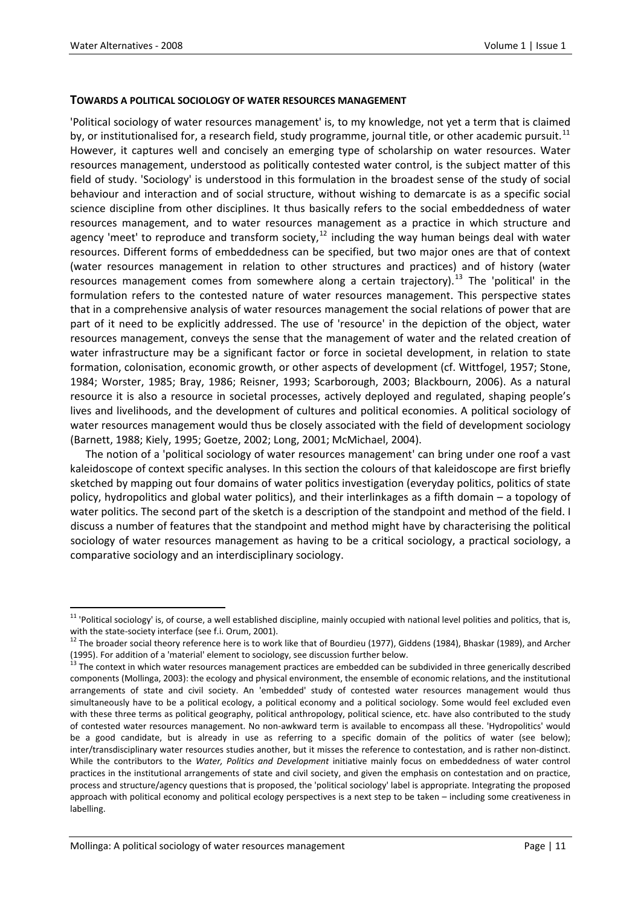**TOWARDS A POLITICAL SOCIOLOGY OF WATER RESOURCES MANAGEMENT**

'Political sociology of water resources management' is, to my knowledge, not yet a term that is claimed by, or institutionalised for, a research field, study programme, journal title, or other academic pursuit.[11] However, it captures well and concisely an emerging type of scholarship on water resources. Water resources management, understood as politically contested water control, is the subject matter of this field of study. 'Sociology' is understood in this formulation in the broadest sense of the study of social behaviour and interaction and of social structure, without wishing to demarcate is as a specific social science discipline from other disciplines. It thus basically refers to the social embeddedness of water resources management, and to water resources management as a practice in which structure and agency 'meet' to reproduce and transform society,[12] including the way human beings deal with water resources. Different forms of embeddedness can be specified, but two major ones are that of context (water resources management in relation to other structures and practices) and of history (water resources management comes from somewhere along a certain trajectory).[13] The 'political' in the formulation refers to the contested nature of water resources management. This perspective states that in a comprehensive analysis of water resources management the social relations of power that are part of it need to be explicitly addressed. The use of 'resource' in the depiction of the object, water resources management, conveys the sense that the management of water and the related creation of water infrastructure may be a significant factor or force in societal development, in relation to state formation, colonisation, economic growth, or other aspects of development (cf. Wittfogel, 1957; Stone, 1984; Worster, 1985; Bray, 1986; Reisner, 1993; Scarborough, 2003; Blackbourn, 2006). As a natural resource it is also a resource in societal processes, actively deployed and regulated, shaping people's lives and livelihoods, and the development of cultures and political economies. A political sociology of water resources management would thus be closely associated with the field of development sociology (Barnett, 1988; Kiely, 1995; Goetze, 2002; Long, 2001; McMichael, 2004).

The notion of a 'political sociology of water resources management' can bring under one roof a vast kaleidoscope of context specific analyses. In this section the colours of that kaleidoscope are first briefly sketched by mapping out four domains of water politics investigation (everyday politics, politics of state policy, hydropolitics and global water politics), and their interlinkages as a fifth domain – a topology of water politics. The second part of the sketch is a description of the standpoint and method of the field. I discuss a number of features that the standpoint and method might have by characterising the political sociology of water resources management as having to be a critical sociology, a practical sociology, a comparative sociology and an interdisciplinary sociology.

---

[11] 'Political sociology' is, of course, a well established discipline, mainly occupied with national level polities and politics, that is, with the state-society interface (see f.i. Orum, 2001).

[12] The broader social theory reference here is to work like that of Bourdieu (1977), Giddens (1984), Bhaskar (1989), and Archer (1995). For addition of a 'material' element to sociology, see discussion further below.

[13] The context in which water resources management practices are embedded can be subdivided in three generically described components (Mollinga, 2003): the ecology and physical environment, the ensemble of economic relations, and the institutional arrangements of state and civil society. An 'embedded' study of contested water resources management would thus simultaneously have to be a political ecology, a political economy and a political sociology. Some would feel excluded even with these three terms as political geography, political anthropology, political science, etc. have also contributed to the study of contested water resources management. No non-awkward term is available to encompass all these. 'Hydropolitics' would be a good candidate, but is already in use as referring to a specific domain of the politics of water (see below); inter/transdisciplinary water resources studies another, but it misses the reference to contestation, and is rather non-distinct. While the contributors to the *Water, Politics and Development* initiative mainly focus on embeddedness of water control practices in the institutional arrangements of state and civil society, and given the emphasis on contestation and on practice, process and structure/agency questions that is proposed, the 'political sociology' label is appropriate. Integrating the proposed approach with political economy and political ecology perspectives is a next step to be taken – including some creativeness in labelling.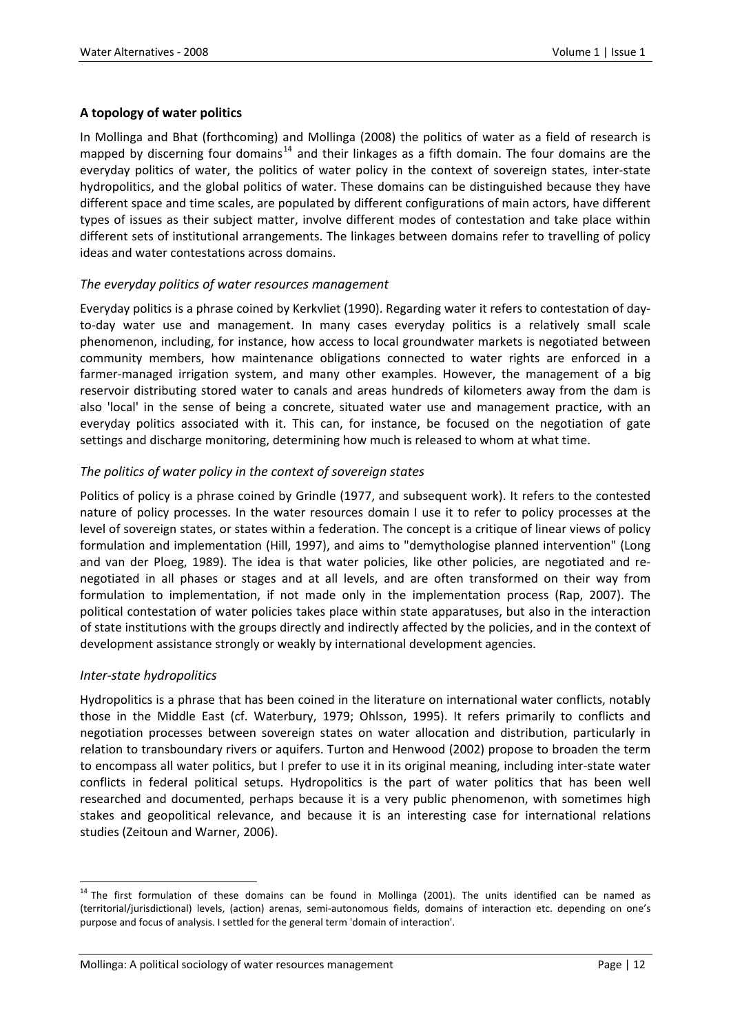### A topology of water politics

In Mollinga and Bhat (forthcoming) and Mollinga (2008) the politics of water as a field of research is mapped by discerning four domains[14] and their linkages as a fifth domain. The four domains are the everyday politics of water, the politics of water policy in the context of sovereign states, inter-state hydropolitics, and the global politics of water. These domains can be distinguished because they have different space and time scales, are populated by different configurations of main actors, have different types of issues as their subject matter, involve different modes of contestation and take place within different sets of institutional arrangements. The linkages between domains refer to travelling of policy ideas and water contestations across domains.

#### *The everyday politics of water resources management*

Everyday politics is a phrase coined by Kerkvliet (1990). Regarding water it refers to contestation of day-to-day water use and management. In many cases everyday politics is a relatively small scale phenomenon, including, for instance, how access to local groundwater markets is negotiated between community members, how maintenance obligations connected to water rights are enforced in a farmer-managed irrigation system, and many other examples. However, the management of a big reservoir distributing stored water to canals and areas hundreds of kilometers away from the dam is also 'local' in the sense of being a concrete, situated water use and management practice, with an everyday politics associated with it. This can, for instance, be focused on the negotiation of gate settings and discharge monitoring, determining how much is released to whom at what time.

#### *The politics of water policy in the context of sovereign states*

Politics of policy is a phrase coined by Grindle (1977, and subsequent work). It refers to the contested nature of policy processes. In the water resources domain I use it to refer to policy processes at the level of sovereign states, or states within a federation. The concept is a critique of linear views of policy formulation and implementation (Hill, 1997), and aims to "demythologise planned intervention" (Long and van der Ploeg, 1989). The idea is that water policies, like other policies, are negotiated and re-negotiated in all phases or stages and at all levels, and are often transformed on their way from formulation to implementation, if not made only in the implementation process (Rap, 2007). The political contestation of water policies takes place within state apparatuses, but also in the interaction of state institutions with the groups directly and indirectly affected by the policies, and in the context of development assistance strongly or weakly by international development agencies.

#### *Inter-state hydropolitics*

Hydropolitics is a phrase that has been coined in the literature on international water conflicts, notably those in the Middle East (cf. Waterbury, 1979; Ohlsson, 1995). It refers primarily to conflicts and negotiation processes between sovereign states on water allocation and distribution, particularly in relation to transboundary rivers or aquifers. Turton and Henwood (2002) propose to broaden the term to encompass all water politics, but I prefer to use it in its original meaning, including inter-state water conflicts in federal political setups. Hydropolitics is the part of water politics that has been well researched and documented, perhaps because it is a very public phenomenon, with sometimes high stakes and geopolitical relevance, and because it is an interesting case for international relations studies (Zeitoun and Warner, 2006).

---

[14] The first formulation of these domains can be found in Mollinga (2001). The units identified can be named as (territorial/jurisdictional) levels, (action) arenas, semi-autonomous fields, domains of interaction etc. depending on one's purpose and focus of analysis. I settled for the general term 'domain of interaction'.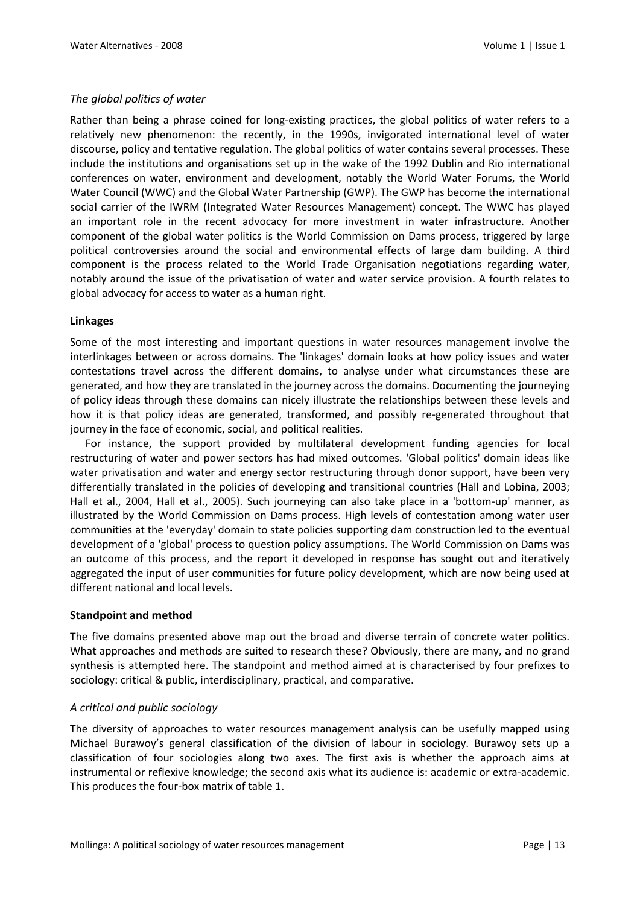### *The global politics of water*

Rather than being a phrase coined for long-existing practices, the global politics of water refers to a relatively new phenomenon: the recently, in the 1990s, invigorated international level of water discourse, policy and tentative regulation. The global politics of water contains several processes. These include the institutions and organisations set up in the wake of the 1992 Dublin and Rio international conferences on water, environment and development, notably the World Water Forums, the World Water Council (WWC) and the Global Water Partnership (GWP). The GWP has become the international social carrier of the IWRM (Integrated Water Resources Management) concept. The WWC has played an important role in the recent advocacy for more investment in water infrastructure. Another component of the global water politics is the World Commission on Dams process, triggered by large political controversies around the social and environmental effects of large dam building. A third component is the process related to the World Trade Organisation negotiations regarding water, notably around the issue of the privatisation of water and water service provision. A fourth relates to global advocacy for access to water as a human right.

## Linkages

Some of the most interesting and important questions in water resources management involve the interlinkages between or across domains. The 'linkages' domain looks at how policy issues and water contestations travel across the different domains, to analyse under what circumstances these are generated, and how they are translated in the journey across the domains. Documenting the journeying of policy ideas through these domains can nicely illustrate the relationships between these levels and how it is that policy ideas are generated, transformed, and possibly re-generated throughout that journey in the face of economic, social, and political realities.

For instance, the support provided by multilateral development funding agencies for local restructuring of water and power sectors has had mixed outcomes. 'Global politics' domain ideas like water privatisation and water and energy sector restructuring through donor support, have been very differentially translated in the policies of developing and transitional countries (Hall and Lobina, 2003; Hall et al., 2004, Hall et al., 2005). Such journeying can also take place in a 'bottom-up' manner, as illustrated by the World Commission on Dams process. High levels of contestation among water user communities at the 'everyday' domain to state policies supporting dam construction led to the eventual development of a 'global' process to question policy assumptions. The World Commission on Dams was an outcome of this process, and the report it developed in response has sought out and iteratively aggregated the input of user communities for future policy development, which are now being used at different national and local levels.

## Standpoint and method

The five domains presented above map out the broad and diverse terrain of concrete water politics. What approaches and methods are suited to research these? Obviously, there are many, and no grand synthesis is attempted here. The standpoint and method aimed at is characterised by four prefixes to sociology: critical & public, interdisciplinary, practical, and comparative.

### *A critical and public sociology*

The diversity of approaches to water resources management analysis can be usefully mapped using Michael Burawoy's general classification of the division of labour in sociology. Burawoy sets up a classification of four sociologies along two axes. The first axis is whether the approach aims at instrumental or reflexive knowledge; the second axis what its audience is: academic or extra-academic. This produces the four-box matrix of table 1.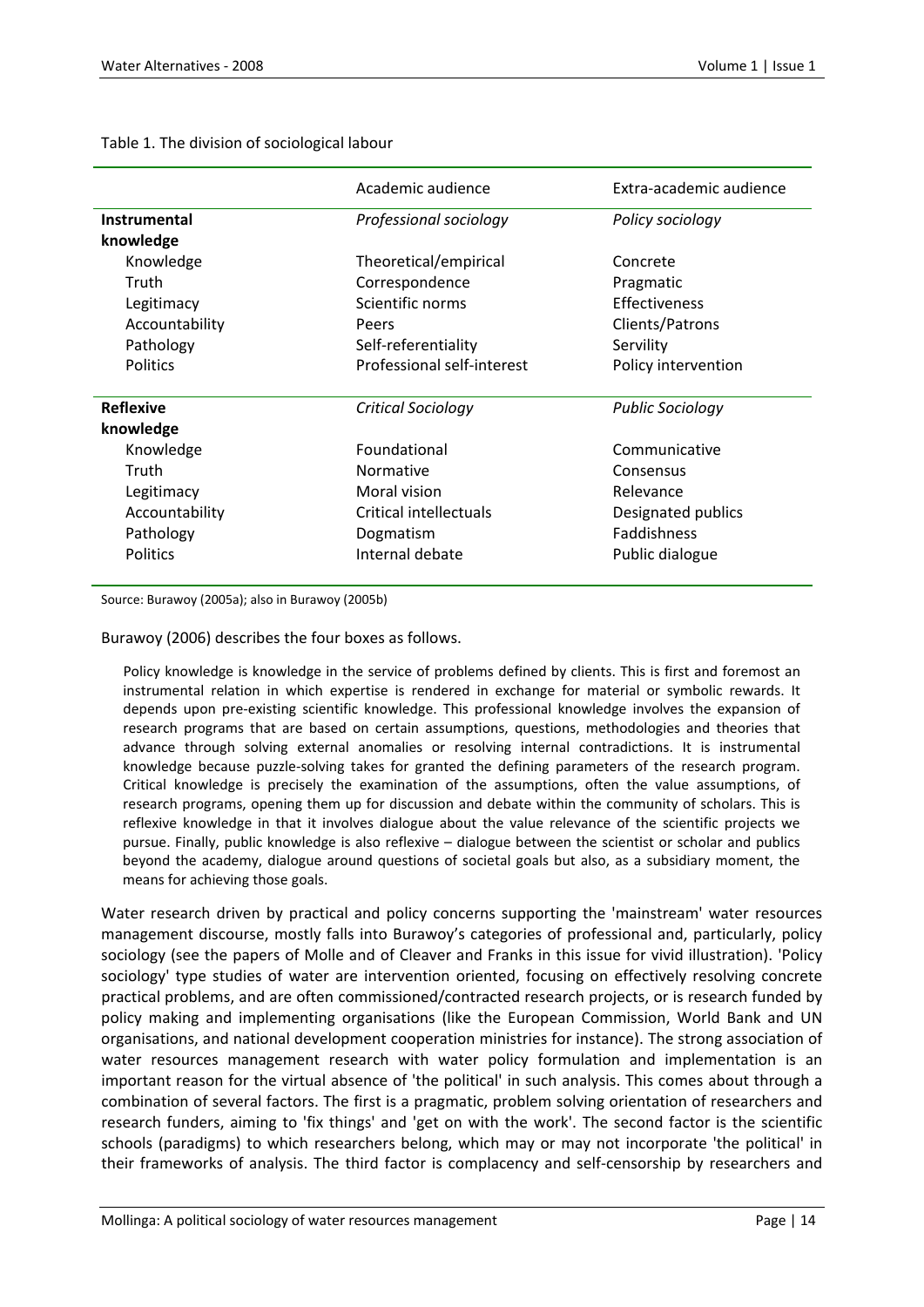Table 1. The division of sociological labour

| | Academic audience | Extra-academic audience |
|---|---|---|
| **Instrumental knowledge** | *Professional sociology* | *Policy sociology* |
| Knowledge | Theoretical/empirical | Concrete |
| Truth | Correspondence | Pragmatic |
| Legitimacy | Scientific norms | Effectiveness |
| Accountability | Peers | Clients/Patrons |
| Pathology | Self-referentiality | Servility |
| Politics | Professional self-interest | Policy intervention |
| **Reflexive knowledge** | *Critical Sociology* | *Public Sociology* |
| Knowledge | Foundational | Communicative |
| Truth | Normative | Consensus |
| Legitimacy | Moral vision | Relevance |
| Accountability | Critical intellectuals | Designated publics |
| Pathology | Dogmatism | Faddishness |
| Politics | Internal debate | Public dialogue |

Source: Burawoy (2005a); also in Burawoy (2005b)

Burawoy (2006) describes the four boxes as follows.

> Policy knowledge is knowledge in the service of problems defined by clients. This is first and foremost an instrumental relation in which expertise is rendered in exchange for material or symbolic rewards. It depends upon pre-existing scientific knowledge. This professional knowledge involves the expansion of research programs that are based on certain assumptions, questions, methodologies and theories that advance through solving external anomalies or resolving internal contradictions. It is instrumental knowledge because puzzle-solving takes for granted the defining parameters of the research program. Critical knowledge is precisely the examination of the assumptions, often the value assumptions, of research programs, opening them up for discussion and debate within the community of scholars. This is reflexive knowledge in that it involves dialogue about the value relevance of the scientific projects we pursue. Finally, public knowledge is also reflexive – dialogue between the scientist or scholar and publics beyond the academy, dialogue around questions of societal goals but also, as a subsidiary moment, the means for achieving those goals.

Water research driven by practical and policy concerns supporting the 'mainstream' water resources management discourse, mostly falls into Burawoy's categories of professional and, particularly, policy sociology (see the papers of Molle and of Cleaver and Franks in this issue for vivid illustration). 'Policy sociology' type studies of water are intervention oriented, focusing on effectively resolving concrete practical problems, and are often commissioned/contracted research projects, or is research funded by policy making and implementing organisations (like the European Commission, World Bank and UN organisations, and national development cooperation ministries for instance). The strong association of water resources management research with water policy formulation and implementation is an important reason for the virtual absence of 'the political' in such analysis. This comes about through a combination of several factors. The first is a pragmatic, problem solving orientation of researchers and research funders, aiming to 'fix things' and 'get on with the work'. The second factor is the scientific schools (paradigms) to which researchers belong, which may or may not incorporate 'the political' in their frameworks of analysis. The third factor is complacency and self-censorship by researchers and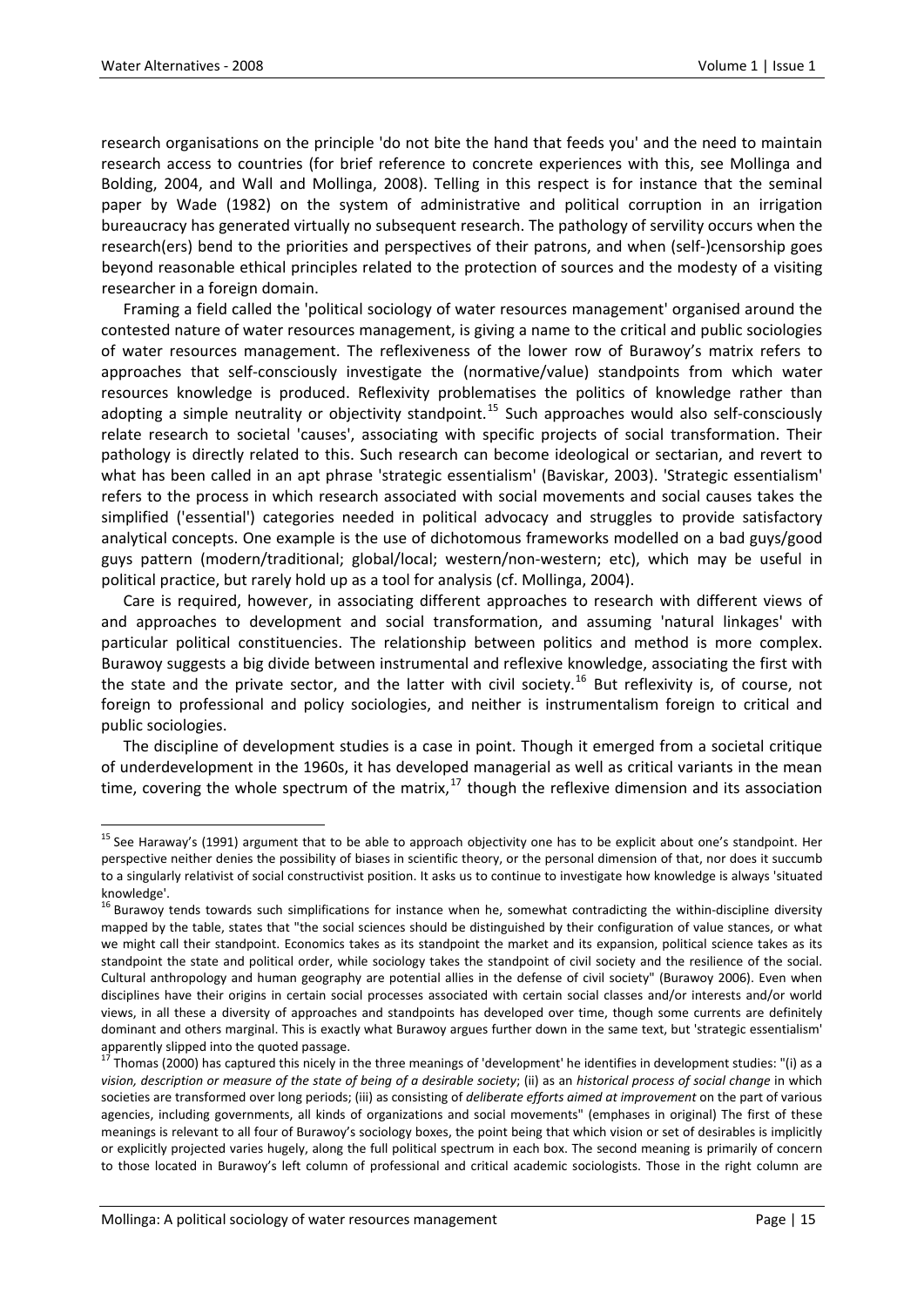research organisations on the principle 'do not bite the hand that feeds you' and the need to maintain research access to countries (for brief reference to concrete experiences with this, see Mollinga and Bolding, 2004, and Wall and Mollinga, 2008). Telling in this respect is for instance that the seminal paper by Wade (1982) on the system of administrative and political corruption in an irrigation bureaucracy has generated virtually no subsequent research. The pathology of servility occurs when the research(ers) bend to the priorities and perspectives of their patrons, and when (self-)censorship goes beyond reasonable ethical principles related to the protection of sources and the modesty of a visiting researcher in a foreign domain.

Framing a field called the 'political sociology of water resources management' organised around the contested nature of water resources management, is giving a name to the critical and public sociologies of water resources management. The reflexiveness of the lower row of Burawoy's matrix refers to approaches that self-consciously investigate the (normative/value) standpoints from which water resources knowledge is produced. Reflexivity problematises the politics of knowledge rather than adopting a simple neutrality or objectivity standpoint.[15] Such approaches would also self-consciously relate research to societal 'causes', associating with specific projects of social transformation. Their pathology is directly related to this. Such research can become ideological or sectarian, and revert to what has been called in an apt phrase 'strategic essentialism' (Baviskar, 2003). 'Strategic essentialism' refers to the process in which research associated with social movements and social causes takes the simplified ('essential') categories needed in political advocacy and struggles to provide satisfactory analytical concepts. One example is the use of dichotomous frameworks modelled on a bad guys/good guys pattern (modern/traditional; global/local; western/non-western; etc), which may be useful in political practice, but rarely hold up as a tool for analysis (cf. Mollinga, 2004).

Care is required, however, in associating different approaches to research with different views of and approaches to development and social transformation, and assuming 'natural linkages' with particular political constituencies. The relationship between politics and method is more complex. Burawoy suggests a big divide between instrumental and reflexive knowledge, associating the first with the state and the private sector, and the latter with civil society.[16] But reflexivity is, of course, not foreign to professional and policy sociologies, and neither is instrumentalism foreign to critical and public sociologies.

The discipline of development studies is a case in point. Though it emerged from a societal critique of underdevelopment in the 1960s, it has developed managerial as well as critical variants in the mean time, covering the whole spectrum of the matrix,[17] though the reflexive dimension and its association

---

[15] See Haraway's (1991) argument that to be able to approach objectivity one has to be explicit about one's standpoint. Her perspective neither denies the possibility of biases in scientific theory, or the personal dimension of that, nor does it succumb to a singularly relativist of social constructivist position. It asks us to continue to investigate how knowledge is always 'situated knowledge'.

[16] Burawoy tends towards such simplifications for instance when he, somewhat contradicting the within-discipline diversity mapped by the table, states that "the social sciences should be distinguished by their configuration of value stances, or what we might call their standpoint. Economics takes as its standpoint the market and its expansion, political science takes as its standpoint the state and political order, while sociology takes the standpoint of civil society and the resilience of the social. Cultural anthropology and human geography are potential allies in the defense of civil society" (Burawoy 2006). Even when disciplines have their origins in certain social processes associated with certain social classes and/or interests and/or world views, in all these a diversity of approaches and standpoints has developed over time, though some currents are definitely dominant and others marginal. This is exactly what Burawoy argues further down in the same text, but 'strategic essentialism' apparently slipped into the quoted passage.

[17] Thomas (2000) has captured this nicely in the three meanings of 'development' he identifies in development studies: "(i) as a *vision, description or measure of the state of being of a desirable society*; (ii) as an *historical process of social change* in which societies are transformed over long periods; (iii) as consisting of *deliberate efforts aimed at improvement* on the part of various agencies, including governments, all kinds of organizations and social movements" (emphases in original) The first of these meanings is relevant to all four of Burawoy's sociology boxes, the point being that which vision or set of desirables is implicitly or explicitly projected varies hugely, along the full political spectrum in each box. The second meaning is primarily of concern to those located in Burawoy's left column of professional and critical academic sociologists. Those in the right column are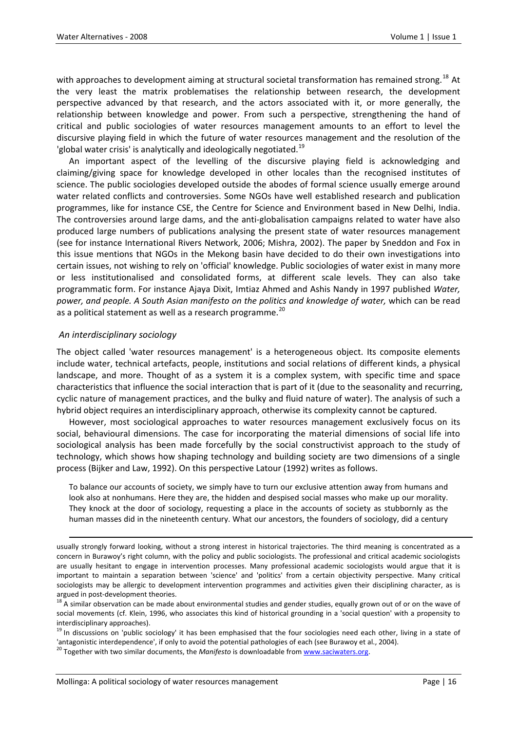with approaches to development aiming at structural societal transformation has remained strong.[18] At the very least the matrix problematises the relationship between research, the development perspective advanced by that research, and the actors associated with it, or more generally, the relationship between knowledge and power. From such a perspective, strengthening the hand of critical and public sociologies of water resources management amounts to an effort to level the discursive playing field in which the future of water resources management and the resolution of the 'global water crisis' is analytically and ideologically negotiated.[19]

An important aspect of the levelling of the discursive playing field is acknowledging and claiming/giving space for knowledge developed in other locales than the recognised institutes of science. The public sociologies developed outside the abodes of formal science usually emerge around water related conflicts and controversies. Some NGOs have well established research and publication programmes, like for instance CSE, the Centre for Science and Environment based in New Delhi, India. The controversies around large dams, and the anti-globalisation campaigns related to water have also produced large numbers of publications analysing the present state of water resources management (see for instance International Rivers Network, 2006; Mishra, 2002). The paper by Sneddon and Fox in this issue mentions that NGOs in the Mekong basin have decided to do their own investigations into certain issues, not wishing to rely on 'official' knowledge. Public sociologies of water exist in many more or less institutionalised and consolidated forms, at different scale levels. They can also take programmatic form. For instance Ajaya Dixit, Imtiaz Ahmed and Ashis Nandy in 1997 published *Water, power, and people. A South Asian manifesto on the politics and knowledge of water,* which can be read as a political statement as well as a research programme.[20]

### *An interdisciplinary sociology*

The object called 'water resources management' is a heterogeneous object. Its composite elements include water, technical artefacts, people, institutions and social relations of different kinds, a physical landscape, and more. Thought of as a system it is a complex system, with specific time and space characteristics that influence the social interaction that is part of it (due to the seasonality and recurring, cyclic nature of management practices, and the bulky and fluid nature of water). The analysis of such a hybrid object requires an interdisciplinary approach, otherwise its complexity cannot be captured.

However, most sociological approaches to water resources management exclusively focus on its social, behavioural dimensions. The case for incorporating the material dimensions of social life into sociological analysis has been made forcefully by the social constructivist approach to the study of technology, which shows how shaping technology and building society are two dimensions of a single process (Bijker and Law, 1992). On this perspective Latour (1992) writes as follows.

> To balance our accounts of society, we simply have to turn our exclusive attention away from humans and look also at nonhumans. Here they are, the hidden and despised social masses who make up our morality. They knock at the door of sociology, requesting a place in the accounts of society as stubbornly as the human masses did in the nineteenth century. What our ancestors, the founders of sociology, did a century

---

usually strongly forward looking, without a strong interest in historical trajectories. The third meaning is concentrated as a concern in Burawoy's right column, with the policy and public sociologists. The professional and critical academic sociologists are usually hesitant to engage in intervention processes. Many professional academic sociologists would argue that it is important to maintain a separation between 'science' and 'politics' from a certain objectivity perspective. Many critical sociologists may be allergic to development intervention programmes and activities given their disciplining character, as is argued in post-development theories.

[18] A similar observation can be made about environmental studies and gender studies, equally grown out of or on the wave of social movements (cf. Klein, 1996, who associates this kind of historical grounding in a 'social question' with a propensity to interdisciplinary approaches).

[19] In discussions on 'public sociology' it has been emphasised that the four sociologies need each other, living in a state of 'antagonistic interdependence', if only to avoid the potential pathologies of each (see Burawoy et al., 2004).

[20] Together with two similar documents, the *Manifesto* is downloadable from www.saciwaters.org.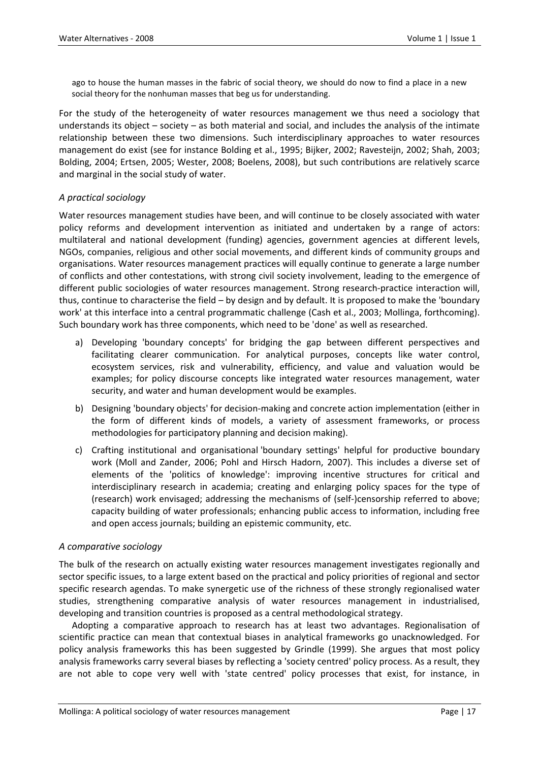ago to house the human masses in the fabric of social theory, we should do now to find a place in a new social theory for the nonhuman masses that beg us for understanding.

For the study of the heterogeneity of water resources management we thus need a sociology that understands its object – society – as both material and social, and includes the analysis of the intimate relationship between these two dimensions. Such interdisciplinary approaches to water resources management do exist (see for instance Bolding et al., 1995; Bijker, 2002; Ravesteijn, 2002; Shah, 2003; Bolding, 2004; Ertsen, 2005; Wester, 2008; Boelens, 2008), but such contributions are relatively scarce and marginal in the social study of water.

### *A practical sociology*

Water resources management studies have been, and will continue to be closely associated with water policy reforms and development intervention as initiated and undertaken by a range of actors: multilateral and national development (funding) agencies, government agencies at different levels, NGOs, companies, religious and other social movements, and different kinds of community groups and organisations. Water resources management practices will equally continue to generate a large number of conflicts and other contestations, with strong civil society involvement, leading to the emergence of different public sociologies of water resources management. Strong research-practice interaction will, thus, continue to characterise the field – by design and by default. It is proposed to make the 'boundary work' at this interface into a central programmatic challenge (Cash et al., 2003; Mollinga, forthcoming). Such boundary work has three components, which need to be 'done' as well as researched.

a) Developing 'boundary concepts' for bridging the gap between different perspectives and facilitating clearer communication. For analytical purposes, concepts like water control, ecosystem services, risk and vulnerability, efficiency, and value and valuation would be examples; for policy discourse concepts like integrated water resources management, water security, and water and human development would be examples.

b) Designing 'boundary objects' for decision-making and concrete action implementation (either in the form of different kinds of models, a variety of assessment frameworks, or process methodologies for participatory planning and decision making).

c) Crafting institutional and organisational 'boundary settings' helpful for productive boundary work (Moll and Zander, 2006; Pohl and Hirsch Hadorn, 2007). This includes a diverse set of elements of the 'politics of knowledge': improving incentive structures for critical and interdisciplinary research in academia; creating and enlarging policy spaces for the type of (research) work envisaged; addressing the mechanisms of (self-)censorship referred to above; capacity building of water professionals; enhancing public access to information, including free and open access journals; building an epistemic community, etc.

### *A comparative sociology*

The bulk of the research on actually existing water resources management investigates regionally and sector specific issues, to a large extent based on the practical and policy priorities of regional and sector specific research agendas. To make synergetic use of the richness of these strongly regionalised water studies, strengthening comparative analysis of water resources management in industrialised, developing and transition countries is proposed as a central methodological strategy.

Adopting a comparative approach to research has at least two advantages. Regionalisation of scientific practice can mean that contextual biases in analytical frameworks go unacknowledged. For policy analysis frameworks this has been suggested by Grindle (1999). She argues that most policy analysis frameworks carry several biases by reflecting a 'society centred' policy process. As a result, they are not able to cope very well with 'state centred' policy processes that exist, for instance, in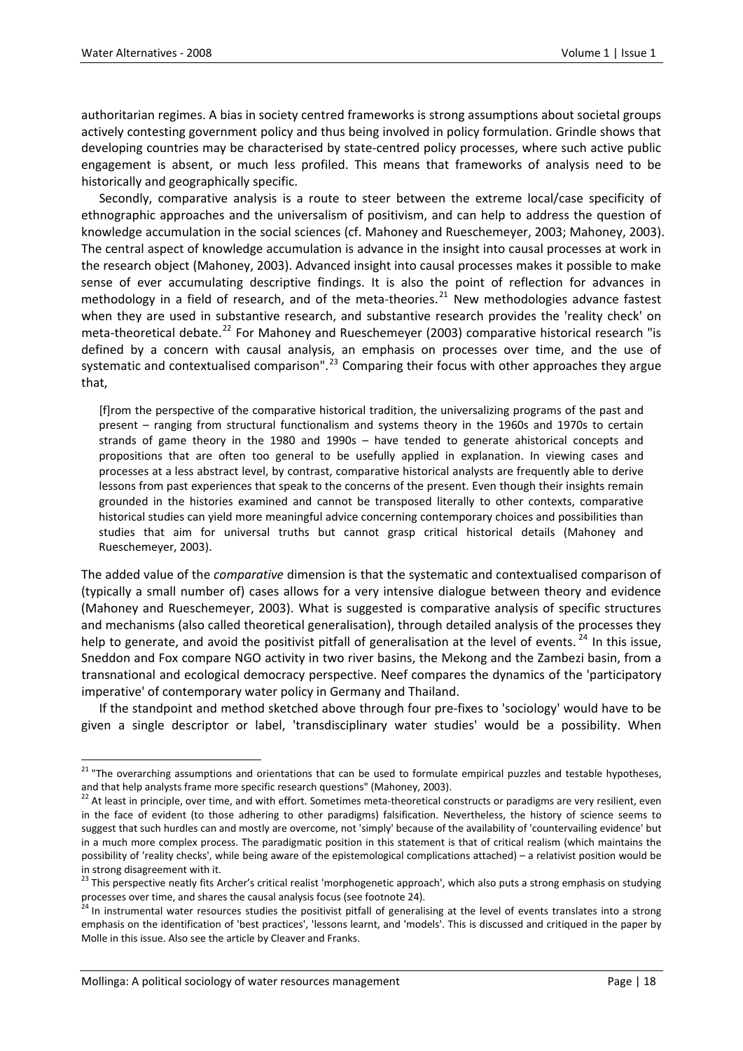authoritarian regimes. A bias in society centred frameworks is strong assumptions about societal groups actively contesting government policy and thus being involved in policy formulation. Grindle shows that developing countries may be characterised by state-centred policy processes, where such active public engagement is absent, or much less profiled. This means that frameworks of analysis need to be historically and geographically specific.

Secondly, comparative analysis is a route to steer between the extreme local/case specificity of ethnographic approaches and the universalism of positivism, and can help to address the question of knowledge accumulation in the social sciences (cf. Mahoney and Rueschemeyer, 2003; Mahoney, 2003). The central aspect of knowledge accumulation is advance in the insight into causal processes at work in the research object (Mahoney, 2003). Advanced insight into causal processes makes it possible to make sense of ever accumulating descriptive findings. It is also the point of reflection for advances in methodology in a field of research, and of the meta-theories.[21] New methodologies advance fastest when they are used in substantive research, and substantive research provides the 'reality check' on meta-theoretical debate.[22] For Mahoney and Rueschemeyer (2003) comparative historical research "is defined by a concern with causal analysis, an emphasis on processes over time, and the use of systematic and contextualised comparison".[23] Comparing their focus with other approaches they argue that,

> [f]rom the perspective of the comparative historical tradition, the universalizing programs of the past and present – ranging from structural functionalism and systems theory in the 1960s and 1970s to certain strands of game theory in the 1980 and 1990s – have tended to generate ahistorical concepts and propositions that are often too general to be usefully applied in explanation. In viewing cases and processes at a less abstract level, by contrast, comparative historical analysts are frequently able to derive lessons from past experiences that speak to the concerns of the present. Even though their insights remain grounded in the histories examined and cannot be transposed literally to other contexts, comparative historical studies can yield more meaningful advice concerning contemporary choices and possibilities than studies that aim for universal truths but cannot grasp critical historical details (Mahoney and Rueschemeyer, 2003).

The added value of the *comparative* dimension is that the systematic and contextualised comparison of (typically a small number of) cases allows for a very intensive dialogue between theory and evidence (Mahoney and Rueschemeyer, 2003). What is suggested is comparative analysis of specific structures and mechanisms (also called theoretical generalisation), through detailed analysis of the processes they help to generate, and avoid the positivist pitfall of generalisation at the level of events.[24] In this issue, Sneddon and Fox compare NGO activity in two river basins, the Mekong and the Zambezi basin, from a transnational and ecological democracy perspective. Neef compares the dynamics of the 'participatory imperative' of contemporary water policy in Germany and Thailand.

If the standpoint and method sketched above through four pre-fixes to 'sociology' would have to be given a single descriptor or label, 'transdisciplinary water studies' would be a possibility. When

---

[21] "The overarching assumptions and orientations that can be used to formulate empirical puzzles and testable hypotheses, and that help analysts frame more specific research questions" (Mahoney, 2003).

[22] At least in principle, over time, and with effort. Sometimes meta-theoretical constructs or paradigms are very resilient, even in the face of evident (to those adhering to other paradigms) falsification. Nevertheless, the history of science seems to suggest that such hurdles can and mostly are overcome, not 'simply' because of the availability of 'countervailing evidence' but in a much more complex process. The paradigmatic position in this statement is that of critical realism (which maintains the possibility of 'reality checks', while being aware of the epistemological complications attached) – a relativist position would be in strong disagreement with it.

[23] This perspective neatly fits Archer's critical realist 'morphogenetic approach', which also puts a strong emphasis on studying processes over time, and shares the causal analysis focus (see footnote 24).

[24] In instrumental water resources studies the positivist pitfall of generalising at the level of events translates into a strong emphasis on the identification of 'best practices', 'lessons learnt, and 'models'. This is discussed and critiqued in the paper by Molle in this issue. Also see the article by Cleaver and Franks.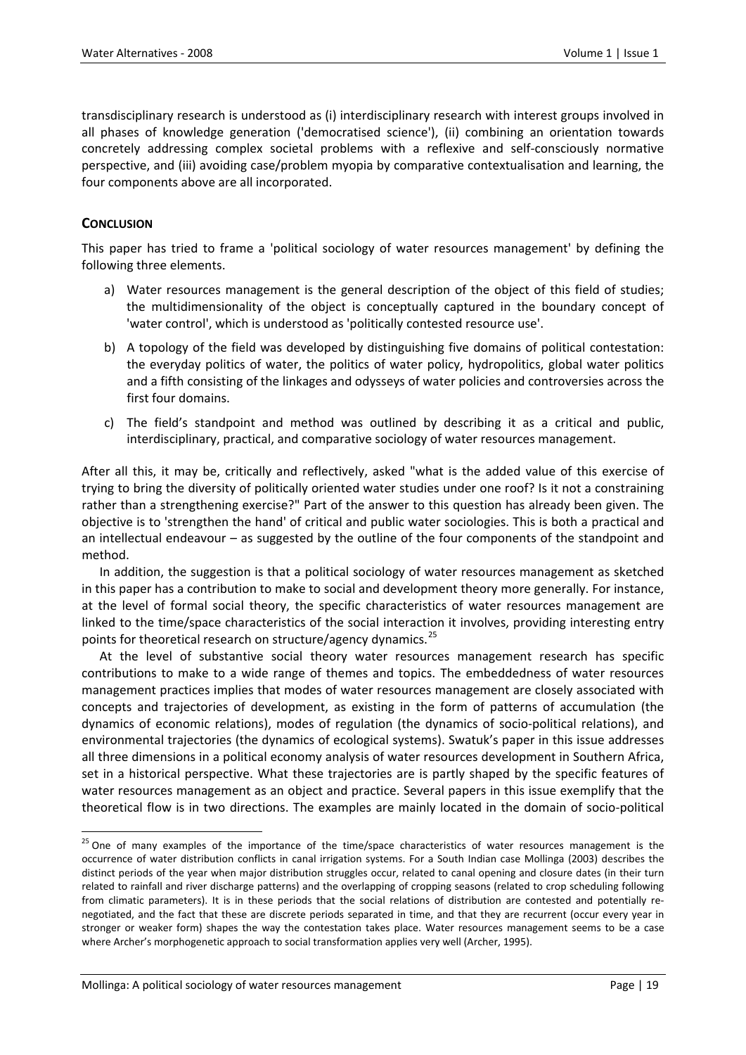transdisciplinary research is understood as (i) interdisciplinary research with interest groups involved in all phases of knowledge generation ('democratised science'), (ii) combining an orientation towards concretely addressing complex societal problems with a reflexive and self-consciously normative perspective, and (iii) avoiding case/problem myopia by comparative contextualisation and learning, the four components above are all incorporated.

## CONCLUSION

This paper has tried to frame a 'political sociology of water resources management' by defining the following three elements.

a) Water resources management is the general description of the object of this field of studies; the multidimensionality of the object is conceptually captured in the boundary concept of 'water control', which is understood as 'politically contested resource use'.

b) A topology of the field was developed by distinguishing five domains of political contestation: the everyday politics of water, the politics of water policy, hydropolitics, global water politics and a fifth consisting of the linkages and odysseys of water policies and controversies across the first four domains.

c) The field's standpoint and method was outlined by describing it as a critical and public, interdisciplinary, practical, and comparative sociology of water resources management.

After all this, it may be, critically and reflectively, asked "what is the added value of this exercise of trying to bring the diversity of politically oriented water studies under one roof? Is it not a constraining rather than a strengthening exercise?" Part of the answer to this question has already been given. The objective is to 'strengthen the hand' of critical and public water sociologies. This is both a practical and an intellectual endeavour – as suggested by the outline of the four components of the standpoint and method.

In addition, the suggestion is that a political sociology of water resources management as sketched in this paper has a contribution to make to social and development theory more generally. For instance, at the level of formal social theory, the specific characteristics of water resources management are linked to the time/space characteristics of the social interaction it involves, providing interesting entry points for theoretical research on structure/agency dynamics.[25]

At the level of substantive social theory water resources management research has specific contributions to make to a wide range of themes and topics. The embeddedness of water resources management practices implies that modes of water resources management are closely associated with concepts and trajectories of development, as existing in the form of patterns of accumulation (the dynamics of economic relations), modes of regulation (the dynamics of socio-political relations), and environmental trajectories (the dynamics of ecological systems). Swatuk's paper in this issue addresses all three dimensions in a political economy analysis of water resources development in Southern Africa, set in a historical perspective. What these trajectories are is partly shaped by the specific features of water resources management as an object and practice. Several papers in this issue exemplify that the theoretical flow is in two directions. The examples are mainly located in the domain of socio-political

---

[25] One of many examples of the importance of the time/space characteristics of water resources management is the occurrence of water distribution conflicts in canal irrigation systems. For a South Indian case Mollinga (2003) describes the distinct periods of the year when major distribution struggles occur, related to canal opening and closure dates (in their turn related to rainfall and river discharge patterns) and the overlapping of cropping seasons (related to crop scheduling following from climatic parameters). It is in these periods that the social relations of distribution are contested and potentially re-negotiated, and the fact that these are discrete periods separated in time, and that they are recurrent (occur every year in stronger or weaker form) shapes the way the contestation takes place. Water resources management seems to be a case where Archer's morphogenetic approach to social transformation applies very well (Archer, 1995).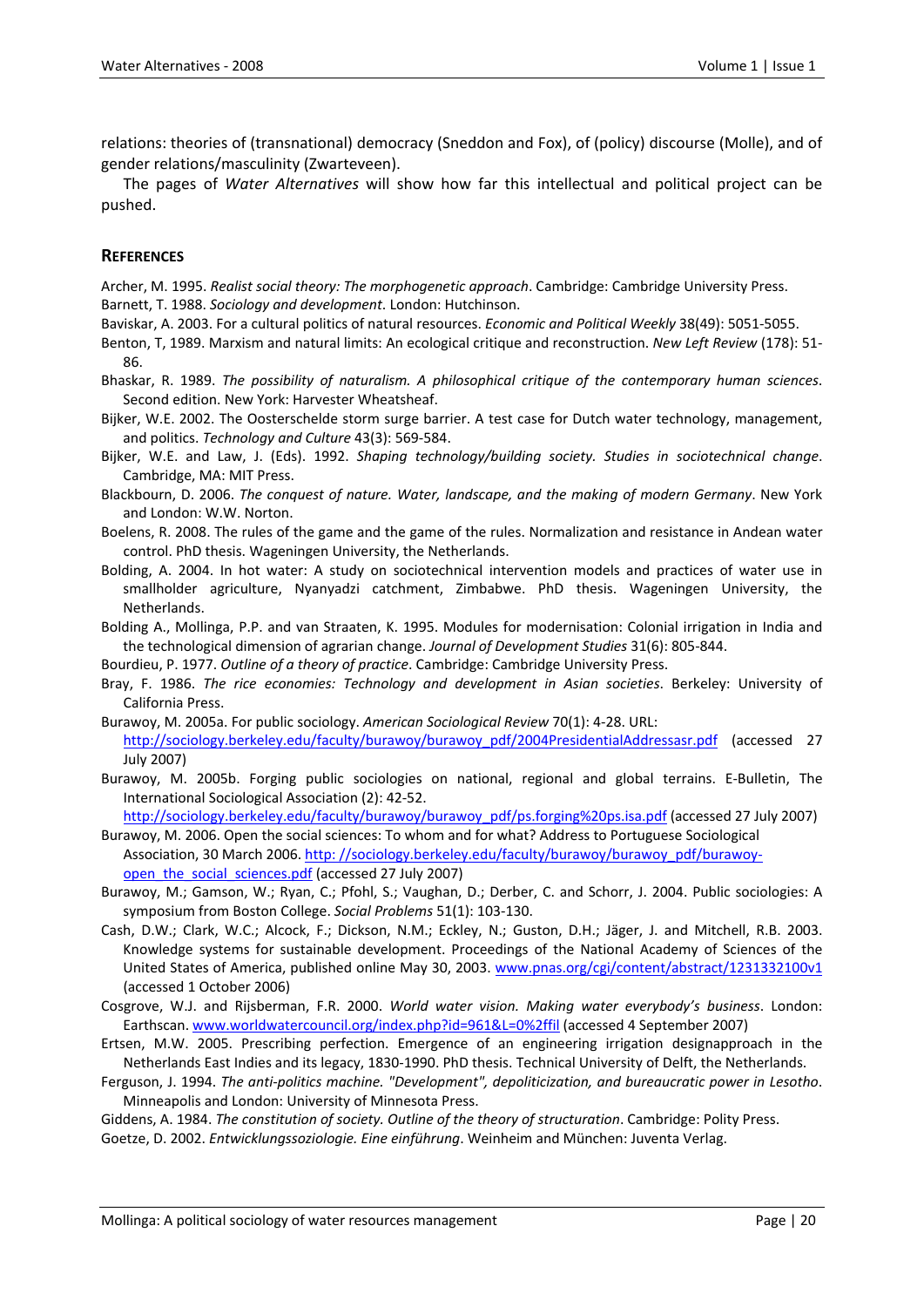relations: theories of (transnational) democracy (Sneddon and Fox), of (policy) discourse (Molle), and of gender relations/masculinity (Zwarteveen).

The pages of *Water Alternatives* will show how far this intellectual and political project can be pushed.

## REFERENCES

Archer, M. 1995. *Realist social theory: The morphogenetic approach*. Cambridge: Cambridge University Press.

Barnett, T. 1988. *Sociology and development*. London: Hutchinson.

Baviskar, A. 2003. For a cultural politics of natural resources. *Economic and Political Weekly* 38(49): 5051-5055.

Benton, T, 1989. Marxism and natural limits: An ecological critique and reconstruction. *New Left Review* (178): 51-86.

Bhaskar, R. 1989. *The possibility of naturalism. A philosophical critique of the contemporary human sciences*. Second edition. New York: Harvester Wheatsheaf.

Bijker, W.E. 2002. The Oosterschelde storm surge barrier. A test case for Dutch water technology, management, and politics. *Technology and Culture* 43(3): 569-584.

Bijker, W.E. and Law, J. (Eds). 1992. *Shaping technology/building society. Studies in sociotechnical change*. Cambridge, MA: MIT Press.

Blackbourn, D. 2006. *The conquest of nature. Water, landscape, and the making of modern Germany*. New York and London: W.W. Norton.

Boelens, R. 2008. The rules of the game and the game of the rules. Normalization and resistance in Andean water control. PhD thesis. Wageningen University, the Netherlands.

Bolding, A. 2004. In hot water: A study on sociotechnical intervention models and practices of water use in smallholder agriculture, Nyanyadzi catchment, Zimbabwe. PhD thesis. Wageningen University, the Netherlands.

Bolding A., Mollinga, P.P. and van Straaten, K. 1995. Modules for modernisation: Colonial irrigation in India and the technological dimension of agrarian change. *Journal of Development Studies* 31(6): 805-844.

Bourdieu, P. 1977. *Outline of a theory of practice*. Cambridge: Cambridge University Press.

Bray, F. 1986. *The rice economies: Technology and development in Asian societies*. Berkeley: University of California Press.

Burawoy, M. 2005a. For public sociology. *American Sociological Review* 70(1): 4-28. URL: http://sociology.berkeley.edu/faculty/burawoy/burawoy_pdf/2004PresidentialAddressasr.pdf (accessed 27 July 2007)

Burawoy, M. 2005b. Forging public sociologies on national, regional and global terrains. E-Bulletin, The International Sociological Association (2): 42-52. http://sociology.berkeley.edu/faculty/burawoy/burawoy_pdf/ps.forging%20ps.isa.pdf (accessed 27 July 2007)

Burawoy, M. 2006. Open the social sciences: To whom and for what? Address to Portuguese Sociological Association, 30 March 2006. http: //sociology.berkeley.edu/faculty/burawoy/burawoy_pdf/burawoy-open_the_social_sciences.pdf (accessed 27 July 2007)

Burawoy, M.; Gamson, W.; Ryan, C.; Pfohl, S.; Vaughan, D.; Derber, C. and Schorr, J. 2004. Public sociologies: A symposium from Boston College. *Social Problems* 51(1): 103-130.

Cash, D.W.; Clark, W.C.; Alcock, F.; Dickson, N.M.; Eckley, N.; Guston, D.H.; Jäger, J. and Mitchell, R.B. 2003. Knowledge systems for sustainable development. Proceedings of the National Academy of Sciences of the United States of America, published online May 30, 2003. www.pnas.org/cgi/content/abstract/1231332100v1 (accessed 1 October 2006)

Cosgrove, W.J. and Rijsberman, F.R. 2000. *World water vision. Making water everybody's business*. London: Earthscan. www.worldwatercouncil.org/index.php?id=961&L=0%2ffil (accessed 4 September 2007)

Ertsen, M.W. 2005. Prescribing perfection. Emergence of an engineering irrigation designapproach in the Netherlands East Indies and its legacy, 1830-1990. PhD thesis. Technical University of Delft, the Netherlands.

Ferguson, J. 1994. *The anti-politics machine. "Development", depoliticization, and bureaucratic power in Lesotho*. Minneapolis and London: University of Minnesota Press.

Giddens, A. 1984. *The constitution of society. Outline of the theory of structuration*. Cambridge: Polity Press.

Goetze, D. 2002. *Entwicklungssoziologie. Eine einführung*. Weinheim and München: Juventa Verlag.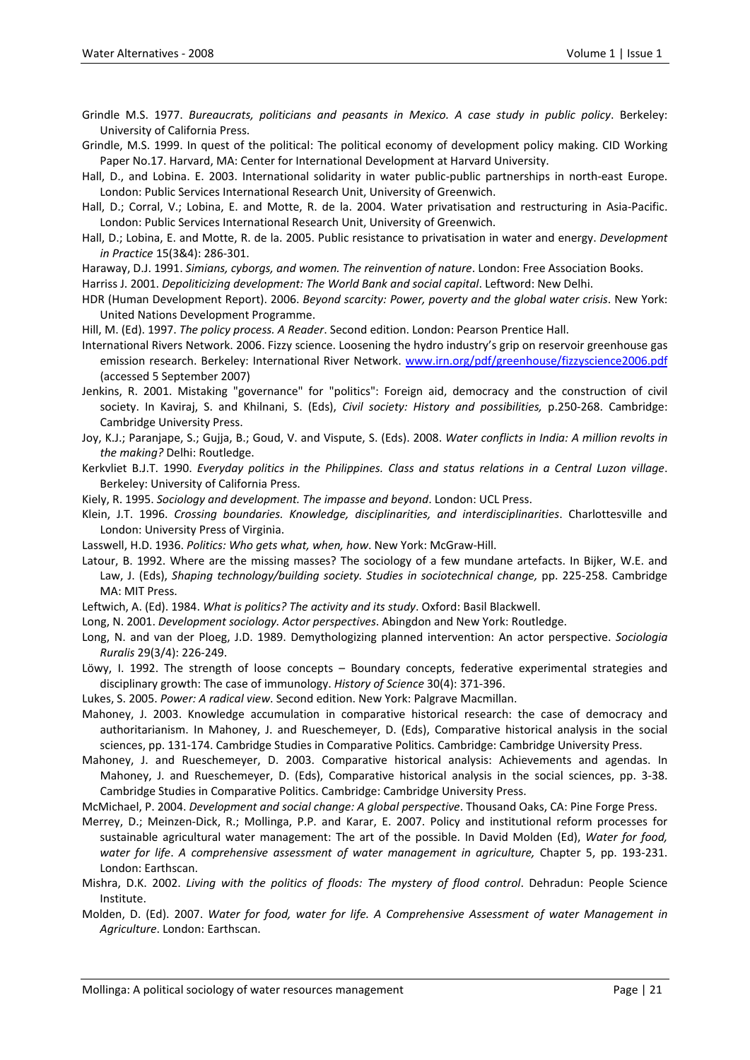Grindle M.S. 1977. *Bureaucrats, politicians and peasants in Mexico. A case study in public policy*. Berkeley: University of California Press.

Grindle, M.S. 1999. In quest of the political: The political economy of development policy making. CID Working Paper No.17. Harvard, MA: Center for International Development at Harvard University.

Hall, D., and Lobina. E. 2003. International solidarity in water public-public partnerships in north-east Europe. London: Public Services International Research Unit, University of Greenwich.

Hall, D.; Corral, V.; Lobina, E. and Motte, R. de la. 2004. Water privatisation and restructuring in Asia-Pacific. London: Public Services International Research Unit, University of Greenwich.

Hall, D.; Lobina, E. and Motte, R. de la. 2005. Public resistance to privatisation in water and energy. *Development in Practice* 15(3&4): 286-301.

Haraway, D.J. 1991. *Simians, cyborgs, and women. The reinvention of nature*. London: Free Association Books.

Harriss J. 2001. *Depoliticizing development: The World Bank and social capital*. Leftword: New Delhi.

HDR (Human Development Report). 2006. *Beyond scarcity: Power, poverty and the global water crisis*. New York: United Nations Development Programme.

Hill, M. (Ed). 1997. *The policy process. A Reader*. Second edition. London: Pearson Prentice Hall.

International Rivers Network. 2006. Fizzy science. Loosening the hydro industry's grip on reservoir greenhouse gas emission research. Berkeley: International River Network. www.irn.org/pdf/greenhouse/fizzyscience2006.pdf (accessed 5 September 2007)

Jenkins, R. 2001. Mistaking "governance" for "politics": Foreign aid, democracy and the construction of civil society. In Kaviraj, S. and Khilnani, S. (Eds), *Civil society: History and possibilities,* p.250-268. Cambridge: Cambridge University Press.

Joy, K.J.; Paranjape, S.; Gujja, B.; Goud, V. and Vispute, S. (Eds). 2008. *Water conflicts in India: A million revolts in the making?* Delhi: Routledge.

Kerkvliet B.J.T. 1990. *Everyday politics in the Philippines. Class and status relations in a Central Luzon village*. Berkeley: University of California Press.

Kiely, R. 1995. *Sociology and development. The impasse and beyond*. London: UCL Press.

Klein, J.T. 1996. *Crossing boundaries. Knowledge, disciplinarities, and interdisciplinarities*. Charlottesville and London: University Press of Virginia.

Lasswell, H.D. 1936. *Politics: Who gets what, when, how*. New York: McGraw-Hill.

Latour, B. 1992. Where are the missing masses? The sociology of a few mundane artefacts. In Bijker, W.E. and Law, J. (Eds), *Shaping technology/building society. Studies in sociotechnical change,* pp. 225-258. Cambridge MA: MIT Press.

Leftwich, A. (Ed). 1984. *What is politics? The activity and its study*. Oxford: Basil Blackwell.

Long, N. 2001. *Development sociology. Actor perspectives*. Abingdon and New York: Routledge.

Long, N. and van der Ploeg, J.D. 1989. Demythologizing planned intervention: An actor perspective. *Sociologia Ruralis* 29(3/4): 226-249.

Löwy, I. 1992. The strength of loose concepts – Boundary concepts, federative experimental strategies and disciplinary growth: The case of immunology. *History of Science* 30(4): 371-396.

Lukes, S. 2005. *Power: A radical view*. Second edition. New York: Palgrave Macmillan.

Mahoney, J. 2003. Knowledge accumulation in comparative historical research: the case of democracy and authoritarianism. In Mahoney, J. and Rueschemeyer, D. (Eds), Comparative historical analysis in the social sciences, pp. 131-174. Cambridge Studies in Comparative Politics. Cambridge: Cambridge University Press.

Mahoney, J. and Rueschemeyer, D. 2003. Comparative historical analysis: Achievements and agendas. In Mahoney, J. and Rueschemeyer, D. (Eds), Comparative historical analysis in the social sciences, pp. 3-38. Cambridge Studies in Comparative Politics. Cambridge: Cambridge University Press.

McMichael, P. 2004. *Development and social change: A global perspective*. Thousand Oaks, CA: Pine Forge Press.

Merrey, D.; Meinzen-Dick, R.; Mollinga, P.P. and Karar, E. 2007. Policy and institutional reform processes for sustainable agricultural water management: The art of the possible. In David Molden (Ed), *Water for food, water for life*. *A comprehensive assessment of water management in agriculture,* Chapter 5, pp. 193-231. London: Earthscan.

Mishra, D.K. 2002. *Living with the politics of floods: The mystery of flood control*. Dehradun: People Science Institute.

Molden, D. (Ed). 2007. *Water for food, water for life. A Comprehensive Assessment of water Management in Agriculture*. London: Earthscan.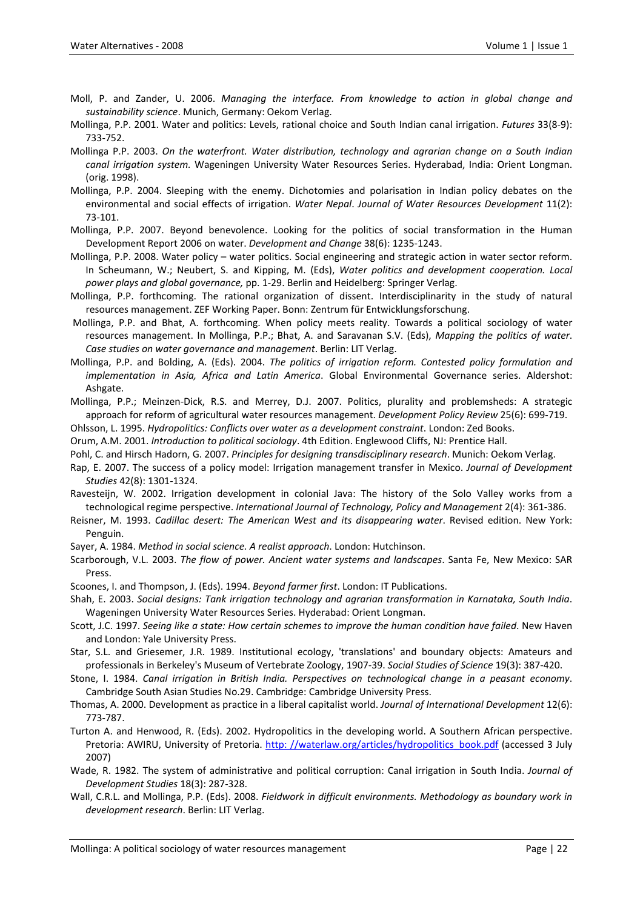Moll, P. and Zander, U. 2006. *Managing the interface. From knowledge to action in global change and sustainability science*. Munich, Germany: Oekom Verlag.

Mollinga, P.P. 2001. Water and politics: Levels, rational choice and South Indian canal irrigation. *Futures* 33(8-9): 733-752.

Mollinga P.P. 2003. *On the waterfront. Water distribution, technology and agrarian change on a South Indian canal irrigation system.* Wageningen University Water Resources Series. Hyderabad, India: Orient Longman. (orig. 1998).

Mollinga, P.P. 2004. Sleeping with the enemy. Dichotomies and polarisation in Indian policy debates on the environmental and social effects of irrigation. *Water Nepal*. *Journal of Water Resources Development* 11(2): 73-101.

Mollinga, P.P. 2007. Beyond benevolence. Looking for the politics of social transformation in the Human Development Report 2006 on water. *Development and Change* 38(6): 1235-1243.

Mollinga, P.P. 2008. Water policy – water politics. Social engineering and strategic action in water sector reform. In Scheumann, W.; Neubert, S. and Kipping, M. (Eds), *Water politics and development cooperation. Local power plays and global governance,* pp. 1-29. Berlin and Heidelberg: Springer Verlag.

Mollinga, P.P. forthcoming. The rational organization of dissent. Interdisciplinarity in the study of natural resources management. ZEF Working Paper. Bonn: Zentrum für Entwicklungsforschung.

Mollinga, P.P. and Bhat, A. forthcoming. When policy meets reality. Towards a political sociology of water resources management. In Mollinga, P.P.; Bhat, A. and Saravanan S.V. (Eds), *Mapping the politics of water*. *Case studies on water governance and management*. Berlin: LIT Verlag.

Mollinga, P.P. and Bolding, A. (Eds). 2004. *The politics of irrigation reform. Contested policy formulation and implementation in Asia, Africa and Latin America*. Global Environmental Governance series. Aldershot: Ashgate.

Mollinga, P.P.; Meinzen-Dick, R.S. and Merrey, D.J. 2007. Politics, plurality and problemsheds: A strategic approach for reform of agricultural water resources management. *Development Policy Review* 25(6): 699-719.

Ohlsson, L. 1995. *Hydropolitics: Conflicts over water as a development constraint*. London: Zed Books.

Orum, A.M. 2001. *Introduction to political sociology*. 4th Edition. Englewood Cliffs, NJ: Prentice Hall.

Pohl, C. and Hirsch Hadorn, G. 2007. *Principles for designing transdisciplinary research*. Munich: Oekom Verlag.

Rap, E. 2007. The success of a policy model: Irrigation management transfer in Mexico. *Journal of Development Studies* 42(8): 1301-1324.

Ravesteijn, W. 2002. Irrigation development in colonial Java: The history of the Solo Valley works from a technological regime perspective. *International Journal of Technology, Policy and Management* 2(4): 361-386.

Reisner, M. 1993. *Cadillac desert: The American West and its disappearing water*. Revised edition. New York: Penguin.

Sayer, A. 1984. *Method in social science. A realist approach*. London: Hutchinson.

Scarborough, V.L. 2003. *The flow of power. Ancient water systems and landscapes*. Santa Fe, New Mexico: SAR Press.

Scoones, I. and Thompson, J. (Eds). 1994. *Beyond farmer first*. London: IT Publications.

Shah, E. 2003. *Social designs: Tank irrigation technology and agrarian transformation in Karnataka, South India*. Wageningen University Water Resources Series. Hyderabad: Orient Longman.

Scott, J.C. 1997. *Seeing like a state: How certain schemes to improve the human condition have failed*. New Haven and London: Yale University Press.

Star, S.L. and Griesemer, J.R. 1989. Institutional ecology, 'translations' and boundary objects: Amateurs and professionals in Berkeley's Museum of Vertebrate Zoology, 1907-39. *Social Studies of Science* 19(3): 387-420.

Stone, I. 1984. *Canal irrigation in British India. Perspectives on technological change in a peasant economy*. Cambridge South Asian Studies No.29. Cambridge: Cambridge University Press.

Thomas, A. 2000. Development as practice in a liberal capitalist world. *Journal of International Development* 12(6): 773-787.

Turton A. and Henwood, R. (Eds). 2002. Hydropolitics in the developing world. A Southern African perspective. Pretoria: AWIRU, University of Pretoria. http: //waterlaw.org/articles/hydropolitics_book.pdf (accessed 3 July 2007)

Wade, R. 1982. The system of administrative and political corruption: Canal irrigation in South India. *Journal of Development Studies* 18(3): 287-328.

Wall, C.R.L. and Mollinga, P.P. (Eds). 2008. *Fieldwork in difficult environments. Methodology as boundary work in development research*. Berlin: LIT Verlag.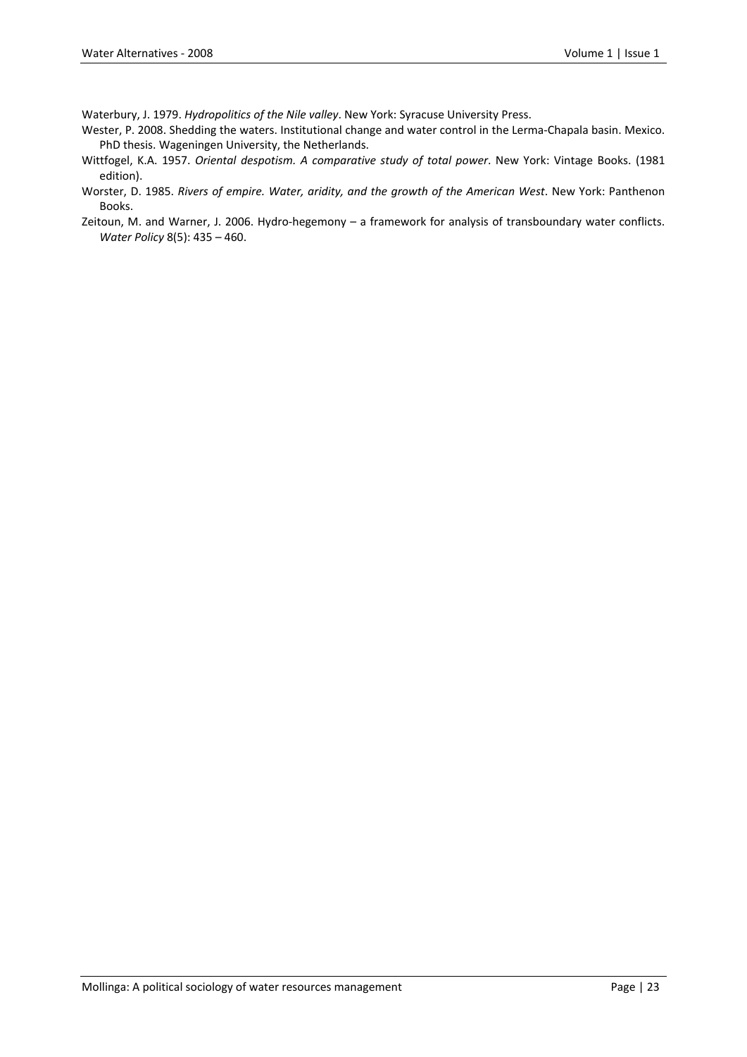Waterbury, J. 1979. *Hydropolitics of the Nile valley*. New York: Syracuse University Press.

Wester, P. 2008. Shedding the waters. Institutional change and water control in the Lerma-Chapala basin. Mexico. PhD thesis. Wageningen University, the Netherlands.

Wittfogel, K.A. 1957. *Oriental despotism. A comparative study of total power*. New York: Vintage Books. (1981 edition).

Worster, D. 1985. *Rivers of empire. Water, aridity, and the growth of the American West*. New York: Panthenon Books.

Zeitoun, M. and Warner, J. 2006. Hydro-hegemony – a framework for analysis of transboundary water conflicts. *Water Policy* 8(5): 435 – 460.